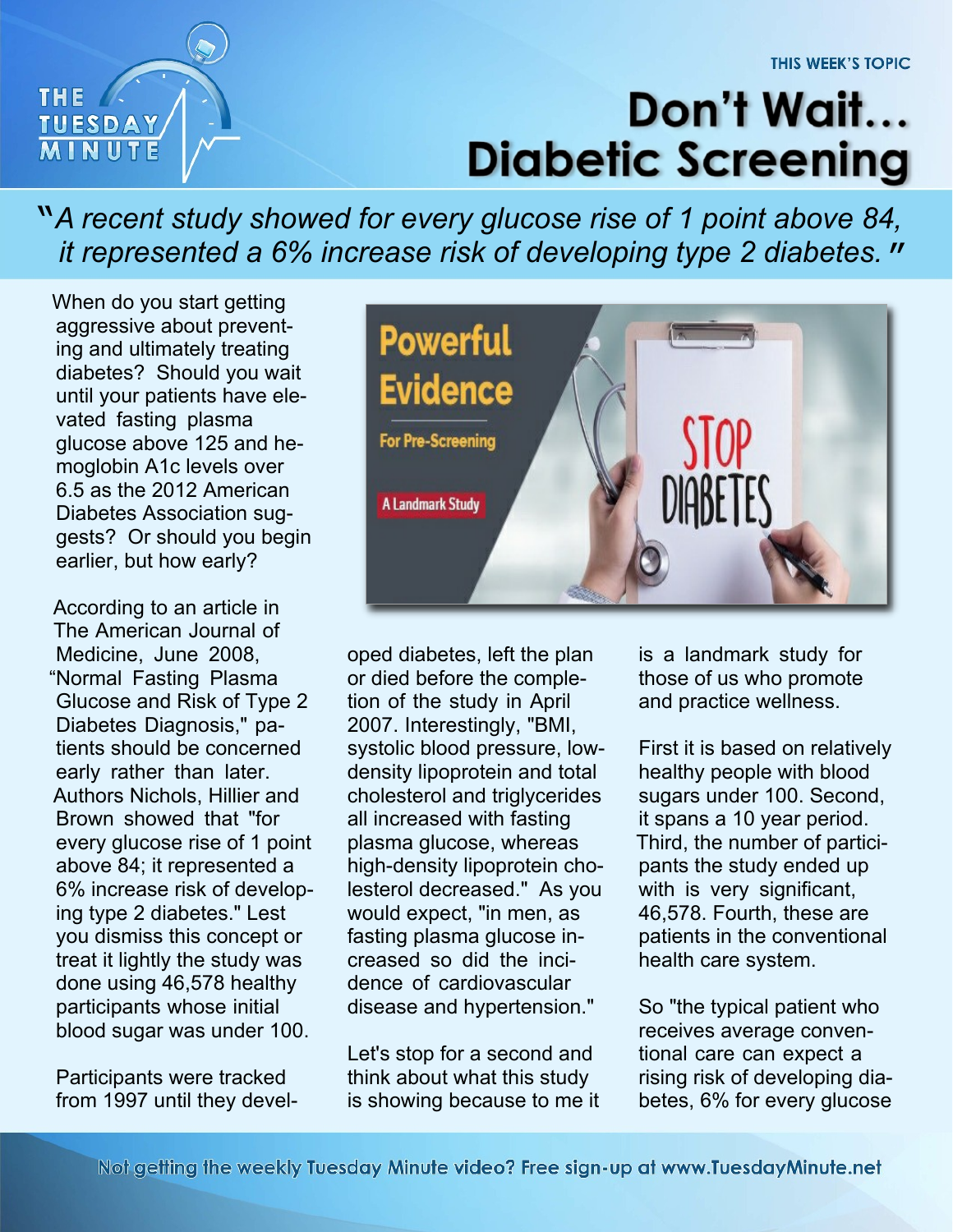THE TUESDAY MINUTE

THIS WEEK'S TOPIC

# Don't Wait... Diabetic Screening

*"A recent study showed for every glucose rise of 1 point above 84, it represented a 6% increase risk of developing type 2 diabetes."*

When do you start getting aggressive about preventing and ultimately treating diabetes? Should you wait until your patients have elevated fasting plasma glucose above 125 and hemoglobin A1c levels over 6.5 as the 2012 American Diabetes Association suggests? Or should you begin earlier, but how early?

According to an article in The American Journal of Medicine, June 2008, "Normal Fasting Plasma Glucose and Risk of Type 2 Diabetes Diagnosis," patients should be concerned early rather than later. Authors Nichols, Hillier and Brown showed that "for every glucose rise of 1 point above 84; it represented a 6% increase risk of developing type 2 diabetes." Lest you dismiss this concept or treat it lightly the study was done using 46,578 healthy participants whose initial blood sugar was under 100.

Participants were tracked from 1997 until they developed diabetes, left the plan or died before the completion of the study in April 2007. Interestingly, "BMI, systolic blood pressure, low-density lipoprotein and total cholesterol and triglycerides all increased with fasting plasma glucose, whereas high-density lipoprotein cholesterol decreased." As you would expect, "in men, as fasting plasma glucose increased so did the incidence of cardiovascular disease and hypertension."

Let's stop for a second and think about what this study is showing because to me it is a landmark study for those of us who promote and practice wellness.

First it is based on relatively healthy people with blood sugars under 100. Second, it spans a 10 year period. Third, the number of participants the study ended up with is very significant, 46,578. Fourth, these are patients in the conventional health care system.

So "the typical patient who receives average conventional care can expect a rising risk of developing diabetes, 6% for every glucose

Not getting the weekly Tuesday Minute video? Free sign-up at www.TuesdayMinute.net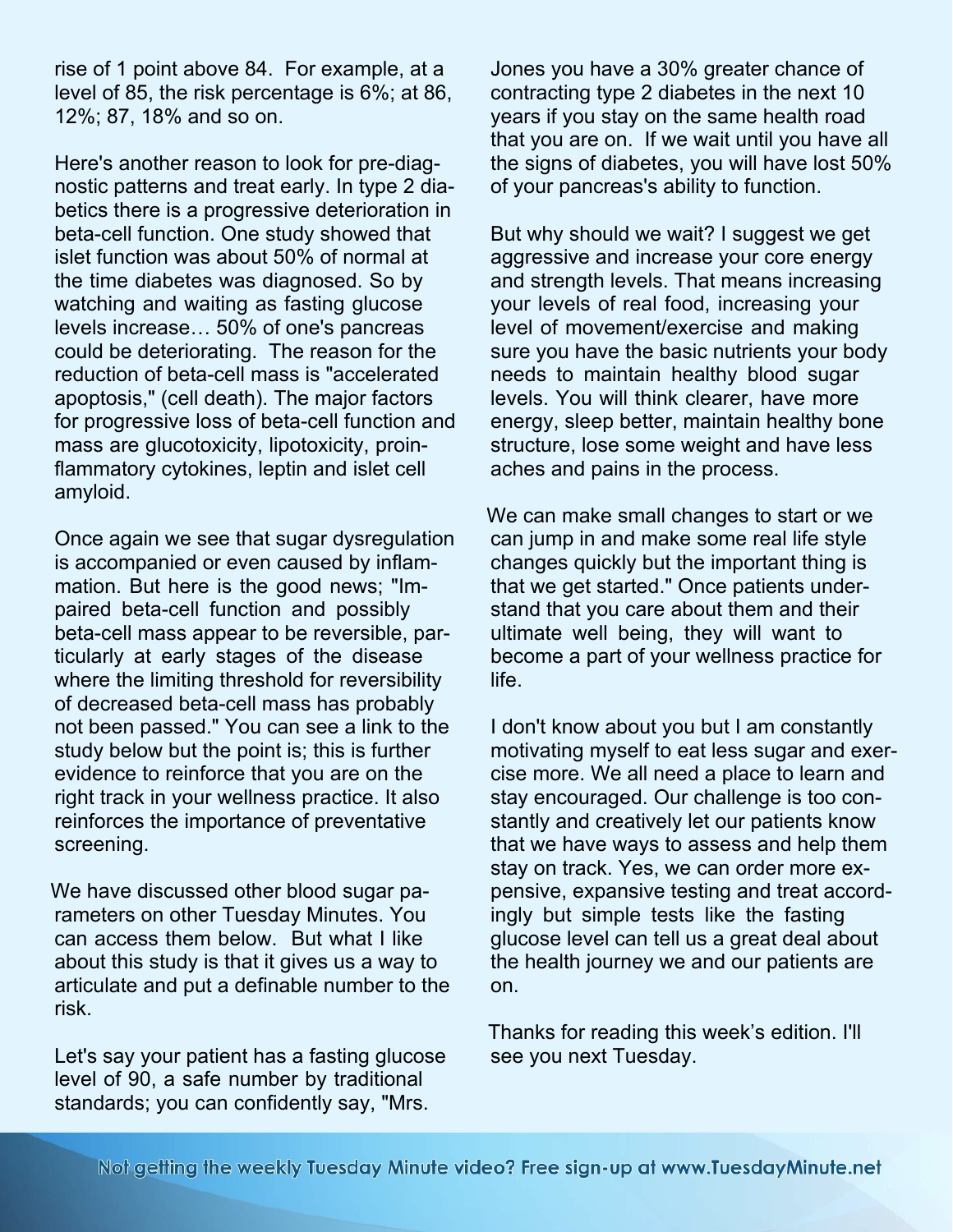rise of 1 point above 84. For example, at a level of 85, the risk percentage is 6%; at 86, 12%; 87, 18% and so on.

Here's another reason to look for pre-diagnostic patterns and treat early. In type 2 diabetics there is a progressive deterioration in beta-cell function. One study showed that islet function was about 50% of normal at the time diabetes was diagnosed. So by watching and waiting as fasting glucose levels increase… 50% of one's pancreas could be deteriorating. The reason for the reduction of beta-cell mass is "accelerated apoptosis," (cell death). The major factors for progressive loss of beta-cell function and mass are glucotoxicity, lipotoxicity, proinflammatory cytokines, leptin and islet cell amyloid.

Once again we see that sugar dysregulation is accompanied or even caused by inflammation. But here is the good news; "Impaired beta-cell function and possibly beta-cell mass appear to be reversible, particularly at early stages of the disease where the limiting threshold for reversibility of decreased beta-cell mass has probably not been passed." You can see a link to the study below but the point is; this is further evidence to reinforce that you are on the right track in your wellness practice. It also reinforces the importance of preventative screening.

We have discussed other blood sugar parameters on other Tuesday Minutes. You can access them below. But what I like about this study is that it gives us a way to articulate and put a definable number to the risk.

Let's say your patient has a fasting glucose level of 90, a safe number by traditional standards; you can confidently say, "Mrs. Jones you have a 30% greater chance of contracting type 2 diabetes in the next 10 years if you stay on the same health road that you are on. If we wait until you have all the signs of diabetes, you will have lost 50% of your pancreas's ability to function.

But why should we wait? I suggest we get aggressive and increase your core energy and strength levels. That means increasing your levels of real food, increasing your level of movement/exercise and making sure you have the basic nutrients your body needs to maintain healthy blood sugar levels. You will think clearer, have more energy, sleep better, maintain healthy bone structure, lose some weight and have less aches and pains in the process.

We can make small changes to start or we can jump in and make some real life style changes quickly but the important thing is that we get started." Once patients understand that you care about them and their ultimate well being, they will want to become a part of your wellness practice for life.

I don't know about you but I am constantly motivating myself to eat less sugar and exercise more. We all need a place to learn and stay encouraged. Our challenge is too constantly and creatively let our patients know that we have ways to assess and help them stay on track. Yes, we can order more expensive, expansive testing and treat accordingly but simple tests like the fasting glucose level can tell us a great deal about the health journey we and our patients are on.

Thanks for reading this week's edition. I'll see you next Tuesday.

**Not getting the weekly Tuesday Minute video? Free sign-up at www.TuesdayMinute.net**